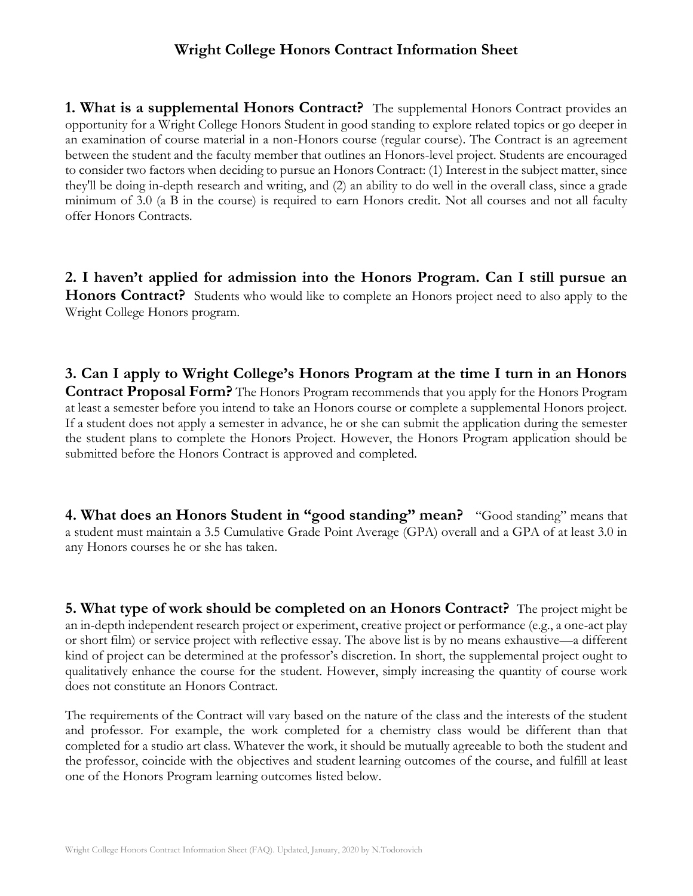# Wright College Honors Contract Information Sheet

**1. What is a supplemental Honors Contract?** The supplemental Honors Contract provides an opportunity for a Wright College Honors Student in good standing to explore related topics or go deeper in an examination of course material in a non-Honors course (regular course). The Contract is an agreement between the student and the faculty member that outlines an Honors-level project. Students are encouraged to consider two factors when deciding to pursue an Honors Contract: (1) Interest in the subject matter, since they'll be doing in-depth research and writing, and (2) an ability to do well in the overall class, since a grade minimum of 3.0 (a B in the course) is required to earn Honors credit. Not all courses and not all faculty offer Honors Contracts.

**2. I haven't applied for admission into the Honors Program. Can I still pursue an Honors Contract?** Students who would like to complete an Honors project need to also apply to the Wright College Honors program.

**3. Can I apply to Wright College's Honors Program at the time I turn in an Honors Contract Proposal Form?** The Honors Program recommends that you apply for the Honors Program at least a semester before you intend to take an Honors course or complete a supplemental Honors project. If a student does not apply a semester in advance, he or she can submit the application during the semester the student plans to complete the Honors Project. However, the Honors Program application should be submitted before the Honors Contract is approved and completed.

**4. What does an Honors Student in "good standing" mean?** "Good standing" means that a student must maintain a 3.5 Cumulative Grade Point Average (GPA) overall and a GPA of at least 3.0 in any Honors courses he or she has taken.

**5. What type of work should be completed on an Honors Contract?** The project might be an in-depth independent research project or experiment, creative project or performance (e.g., a one-act play or short film) or service project with reflective essay. The above list is by no means exhaustive—a different kind of project can be determined at the professor's discretion. In short, the supplemental project ought to qualitatively enhance the course for the student. However, simply increasing the quantity of course work does not constitute an Honors Contract.

The requirements of the Contract will vary based on the nature of the class and the interests of the student and professor. For example, the work completed for a chemistry class would be different than that completed for a studio art class. Whatever the work, it should be mutually agreeable to both the student and the professor, coincide with the objectives and student learning outcomes of the course, and fulfill at least one of the Honors Program learning outcomes listed below.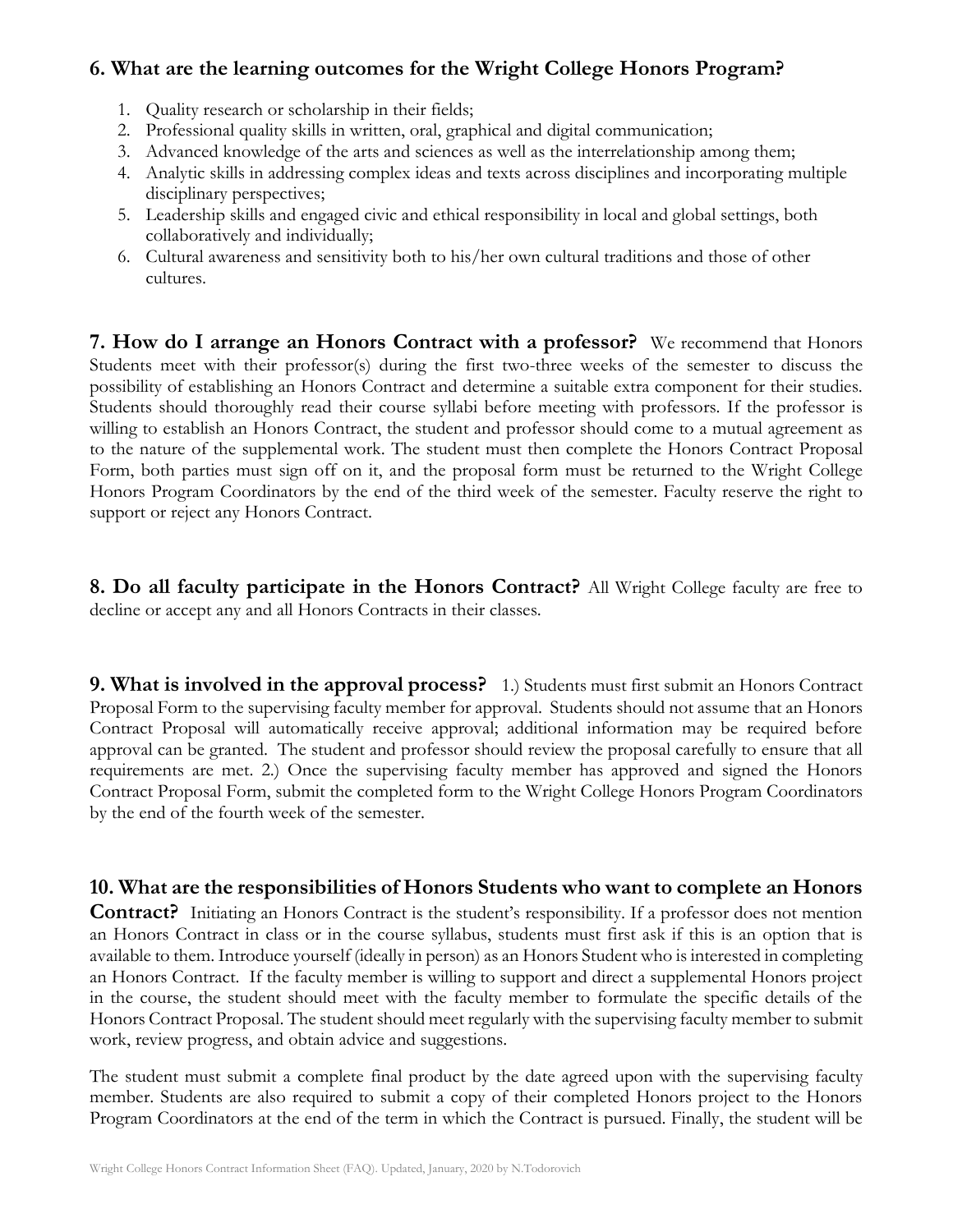## 6. What are the learning outcomes for the Wright College Honors Program?

1. Quality research or scholarship in their fields;
2. Professional quality skills in written, oral, graphical and digital communication;
3. Advanced knowledge of the arts and sciences as well as the interrelationship among them;
4. Analytic skills in addressing complex ideas and texts across disciplines and incorporating multiple disciplinary perspectives;
5. Leadership skills and engaged civic and ethical responsibility in local and global settings, both collaboratively and individually;
6. Cultural awareness and sensitivity both to his/her own cultural traditions and those of other cultures.

**7. How do I arrange an Honors Contract with a professor?** We recommend that Honors Students meet with their professor(s) during the first two-three weeks of the semester to discuss the possibility of establishing an Honors Contract and determine a suitable extra component for their studies. Students should thoroughly read their course syllabi before meeting with professors. If the professor is willing to establish an Honors Contract, the student and professor should come to a mutual agreement as to the nature of the supplemental work. The student must then complete the Honors Contract Proposal Form, both parties must sign off on it, and the proposal form must be returned to the Wright College Honors Program Coordinators by the end of the third week of the semester. Faculty reserve the right to support or reject any Honors Contract.

**8. Do all faculty participate in the Honors Contract?** All Wright College faculty are free to decline or accept any and all Honors Contracts in their classes.

**9. What is involved in the approval process?** 1.) Students must first submit an Honors Contract Proposal Form to the supervising faculty member for approval. Students should not assume that an Honors Contract Proposal will automatically receive approval; additional information may be required before approval can be granted. The student and professor should review the proposal carefully to ensure that all requirements are met. 2.) Once the supervising faculty member has approved and signed the Honors Contract Proposal Form, submit the completed form to the Wright College Honors Program Coordinators by the end of the fourth week of the semester.

**10. What are the responsibilities of Honors Students who want to complete an Honors Contract?** Initiating an Honors Contract is the student's responsibility. If a professor does not mention an Honors Contract in class or in the course syllabus, students must first ask if this is an option that is available to them. Introduce yourself (ideally in person) as an Honors Student who is interested in completing an Honors Contract. If the faculty member is willing to support and direct a supplemental Honors project in the course, the student should meet with the faculty member to formulate the specific details of the Honors Contract Proposal. The student should meet regularly with the supervising faculty member to submit work, review progress, and obtain advice and suggestions.

The student must submit a complete final product by the date agreed upon with the supervising faculty member. Students are also required to submit a copy of their completed Honors project to the Honors Program Coordinators at the end of the term in which the Contract is pursued. Finally, the student will be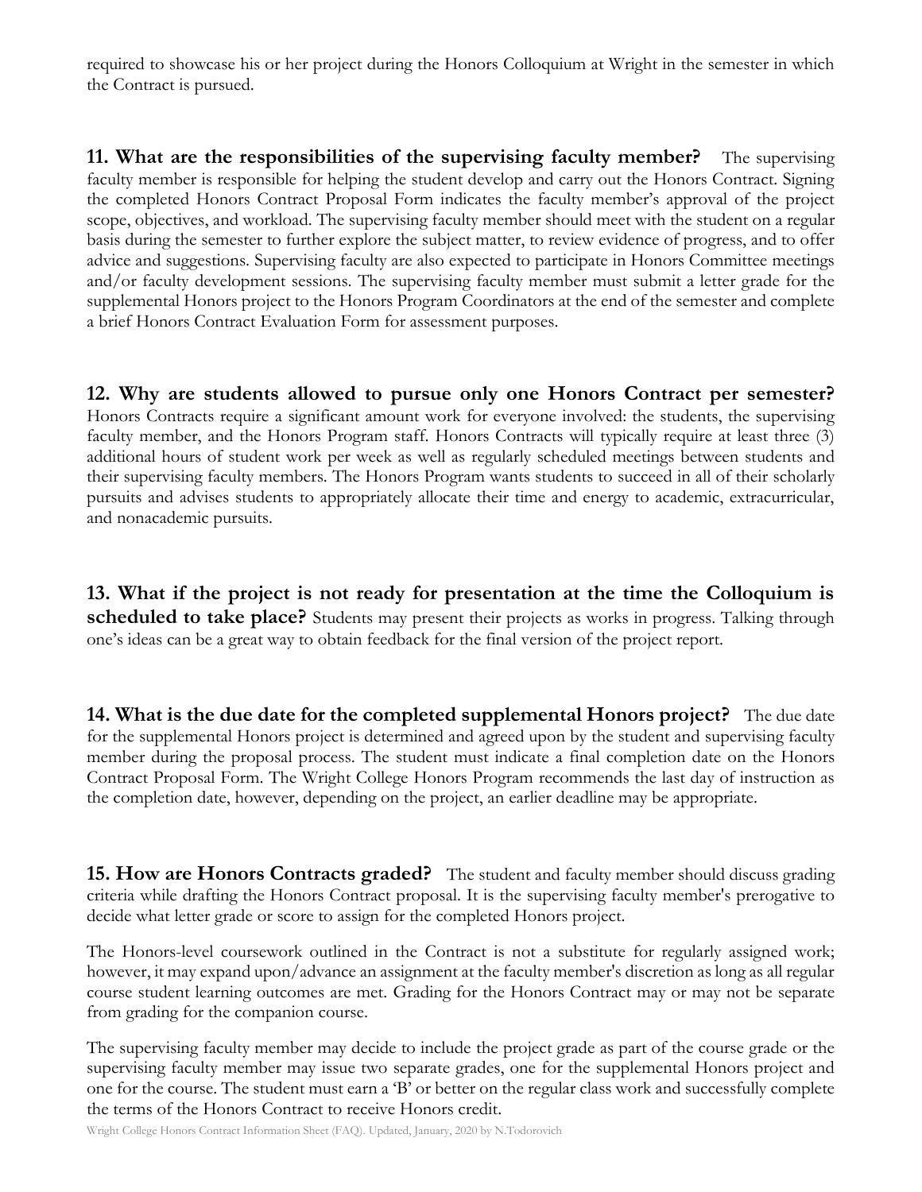required to showcase his or her project during the Honors Colloquium at Wright in the semester in which the Contract is pursued.

**11. What are the responsibilities of the supervising faculty member?** The supervising faculty member is responsible for helping the student develop and carry out the Honors Contract. Signing the completed Honors Contract Proposal Form indicates the faculty member's approval of the project scope, objectives, and workload. The supervising faculty member should meet with the student on a regular basis during the semester to further explore the subject matter, to review evidence of progress, and to offer advice and suggestions. Supervising faculty are also expected to participate in Honors Committee meetings and/or faculty development sessions. The supervising faculty member must submit a letter grade for the supplemental Honors project to the Honors Program Coordinators at the end of the semester and complete a brief Honors Contract Evaluation Form for assessment purposes.

**12. Why are students allowed to pursue only one Honors Contract per semester?** Honors Contracts require a significant amount work for everyone involved: the students, the supervising faculty member, and the Honors Program staff. Honors Contracts will typically require at least three (3) additional hours of student work per week as well as regularly scheduled meetings between students and their supervising faculty members. The Honors Program wants students to succeed in all of their scholarly pursuits and advises students to appropriately allocate their time and energy to academic, extracurricular, and nonacademic pursuits.

**13. What if the project is not ready for presentation at the time the Colloquium is scheduled to take place?** Students may present their projects as works in progress. Talking through one's ideas can be a great way to obtain feedback for the final version of the project report.

**14. What is the due date for the completed supplemental Honors project?** The due date for the supplemental Honors project is determined and agreed upon by the student and supervising faculty member during the proposal process. The student must indicate a final completion date on the Honors Contract Proposal Form. The Wright College Honors Program recommends the last day of instruction as the completion date, however, depending on the project, an earlier deadline may be appropriate.

**15. How are Honors Contracts graded?** The student and faculty member should discuss grading criteria while drafting the Honors Contract proposal. It is the supervising faculty member's prerogative to decide what letter grade or score to assign for the completed Honors project.

The Honors-level coursework outlined in the Contract is not a substitute for regularly assigned work; however, it may expand upon/advance an assignment at the faculty member's discretion as long as all regular course student learning outcomes are met. Grading for the Honors Contract may or may not be separate from grading for the companion course.

The supervising faculty member may decide to include the project grade as part of the course grade or the supervising faculty member may issue two separate grades, one for the supplemental Honors project and one for the course. The student must earn a 'B' or better on the regular class work and successfully complete the terms of the Honors Contract to receive Honors credit.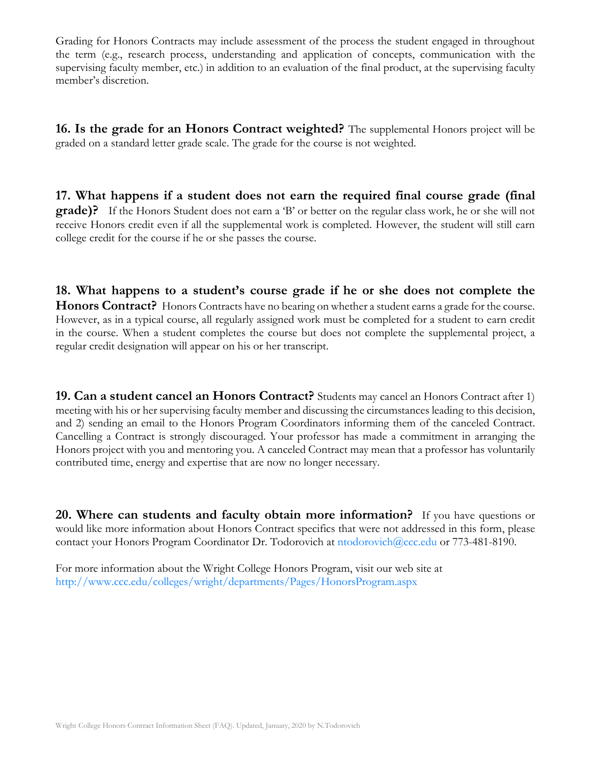Grading for Honors Contracts may include assessment of the process the student engaged in throughout the term (e.g., research process, understanding and application of concepts, communication with the supervising faculty member, etc.) in addition to an evaluation of the final product, at the supervising faculty member's discretion.

**16. Is the grade for an Honors Contract weighted?** The supplemental Honors project will be graded on a standard letter grade scale. The grade for the course is not weighted.

**17. What happens if a student does not earn the required final course grade (final grade)?** If the Honors Student does not earn a 'B' or better on the regular class work, he or she will not receive Honors credit even if all the supplemental work is completed. However, the student will still earn college credit for the course if he or she passes the course.

**18. What happens to a student's course grade if he or she does not complete the Honors Contract?** Honors Contracts have no bearing on whether a student earns a grade for the course. However, as in a typical course, all regularly assigned work must be completed for a student to earn credit in the course. When a student completes the course but does not complete the supplemental project, a regular credit designation will appear on his or her transcript.

**19. Can a student cancel an Honors Contract?** Students may cancel an Honors Contract after 1) meeting with his or her supervising faculty member and discussing the circumstances leading to this decision, and 2) sending an email to the Honors Program Coordinators informing them of the canceled Contract. Cancelling a Contract is strongly discouraged. Your professor has made a commitment in arranging the Honors project with you and mentoring you. A canceled Contract may mean that a professor has voluntarily contributed time, energy and expertise that are now no longer necessary.

**20. Where can students and faculty obtain more information?** If you have questions or would like more information about Honors Contract specifics that were not addressed in this form, please contact your Honors Program Coordinator Dr. Todorovich at ntodorovich@ccc.edu or 773-481-8190.

For more information about the Wright College Honors Program, visit our web site at http://www.ccc.edu/colleges/wright/departments/Pages/HonorsProgram.aspx